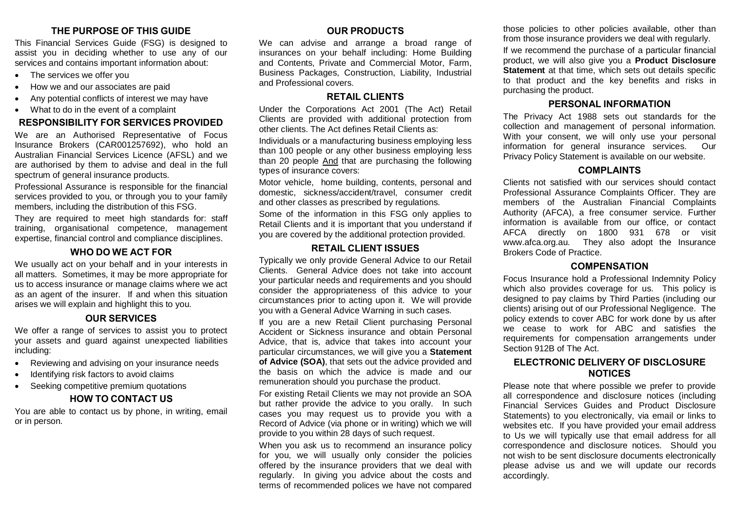## THE PURPOSE OF THIS GUIDE

This Financial Services Guide (FSG) is designed to assist you in deciding whether to use any of our services and contains important information about:

- The services we offer you
- How we and our associates are paid
- Any potential conflicts of interest we may have
- What to do in the event of a complaint

## RESPONSIBILITY FOR SERVICES PROVIDED

We are an Authorised Representative of Focus Insurance Brokers (CAR001257692), who hold an Australian Financial Services Licence (AFSL) and we are authorised by them to advise and deal in the full spectrum of general insurance products.

Professional Assurance is responsible for the financial services provided to you, or through you to your family members, including the distribution of this FSG.

They are required to meet high standards for: staff training, organisational competence, management expertise, financial control and compliance disciplines.

## WHO DO WE ACT FOR

We usually act on your behalf and in your interests in all matters. Sometimes, it may be more appropriate for us to access insurance or manage claims where we act as an agent of the insurer. If and when this situation arises we will explain and highlight this to you.

## OUR SERVICES

We offer a range of services to assist you to protect your assets and guard against unexpected liabilities including:

- Reviewing and advising on your insurance needs
- Identifying risk factors to avoid claims
- Seeking competitive premium quotations

## HOW TO CONTACT US

You are able to contact us by phone, in writing, email or in person.

## OUR PRODUCTS

We can advise and arrange a broad range of insurances on your behalf including: Home Building and Contents, Private and Commercial Motor, Farm, Business Packages, Construction, Liability, Industrial and Professional covers.

## RETAIL CLIENTS

Under the Corporations Act 2001 (The Act) Retail Clients are provided with additional protection from other clients. The Act defines Retail Clients as:

Individuals or a manufacturing business employing less than 100 people or any other business employing less than 20 people And that are purchasing the following types of insurance covers:

Motor vehicle, home building, contents, personal and domestic, sickness/accident/travel, consumer credit and other classes as prescribed by regulations.

Some of the information in this FSG only applies to Retail Clients and it is important that you understand if you are covered by the additional protection provided.

## RETAIL CLIENT ISSUES

Typically we only provide General Advice to our Retail Clients. General Advice does not take into account your particular needs and requirements and you should consider the appropriateness of this advice to your circumstances prior to acting upon it. We will provide you with a General Advice Warning in such cases.

If you are a new Retail Client purchasing Personal Accident or Sickness insurance and obtain Personal Advice, that is, advice that takes into account your particular circumstances, we will give you a **Statement of Advice (SOA)**, that sets out the advice provided and the basis on which the advice is made and our remuneration should you purchase the product.

For existing Retail Clients we may not provide an SOA but rather provide the advice to you orally. In such cases you may request us to provide you with a Record of Advice (via phone or in writing) which we will provide to you within 28 days of such request.

When you ask us to recommend an insurance policy for you, we will usually only consider the policies offered by the insurance providers that we deal with regularly. In giving you advice about the costs and terms of recommended polices we have not compared those policies to other policies available, other than from those insurance providers we deal with regularly.

If we recommend the purchase of a particular financial product, we will also give you a **Product Disclosure Statement** at that time, which sets out details specific to that product and the key benefits and risks in purchasing the product.

## PERSONAL INFORMATION

The Privacy Act 1988 sets out standards for the collection and management of personal information. With your consent, we will only use your personal information for general insurance services. Our Privacy Policy Statement is available on our website.

## COMPLAINTS

Clients not satisfied with our services should contact Professional Assurance Complaints Officer. They are members of the Australian Financial Complaints Authority (AFCA), a free consumer service. Further information is available from our office, or contact AFCA directly on 1800 931 678 or visit www.afca.org.au. They also adopt the Insurance Brokers Code of Practice.

## COMPENSATION

Focus Insurance hold a Professional Indemnity Policy which also provides coverage for us. This policy is designed to pay claims by Third Parties (including our clients) arising out of our Professional Negligence. The policy extends to cover ABC for work done by us after we cease to work for ABC and satisfies the requirements for compensation arrangements under Section 912B of The Act.

## ELECTRONIC DELIVERY OF DISCLOSURE NOTICES

Please note that where possible we prefer to provide all correspondence and disclosure notices (including Financial Services Guides and Product Disclosure Statements) to you electronically, via email or links to websites etc. If you have provided your email address to Us we will typically use that email address for all correspondence and disclosure notices. Should you not wish to be sent disclosure documents electronically please advise us and we will update our records accordingly.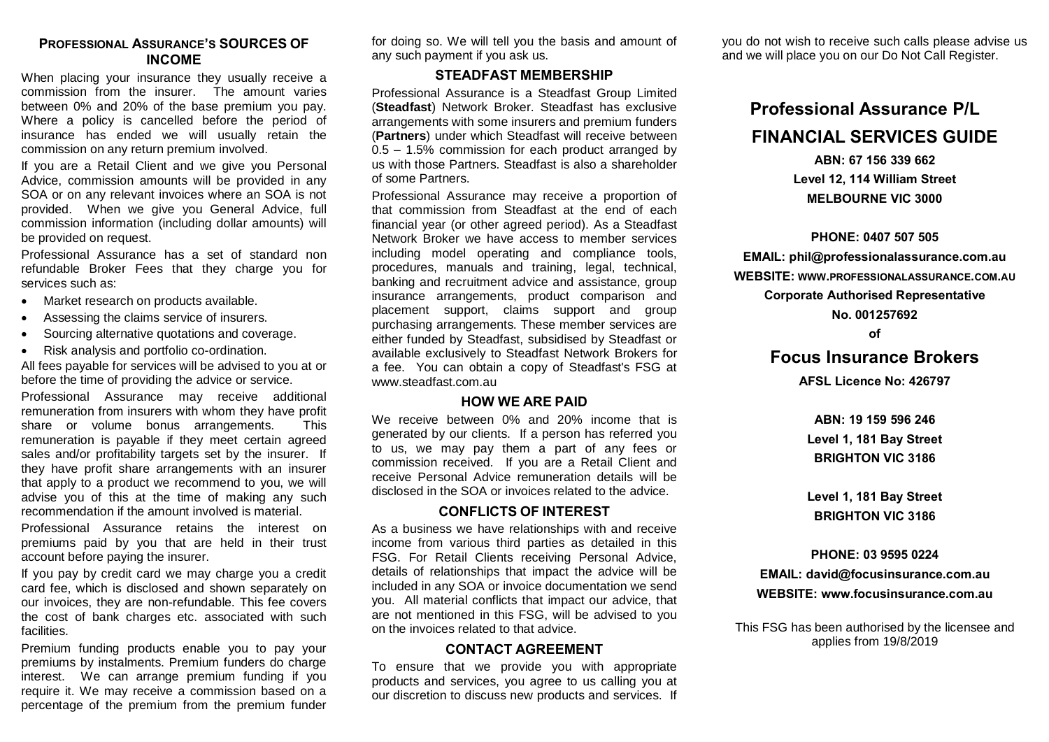## Professional Assurance's SOURCES OF INCOME

When placing your insurance they usually receive a commission from the insurer. The amount varies between 0% and 20% of the base premium you pay. Where a policy is cancelled before the period of insurance has ended we will usually retain the commission on any return premium involved.

If you are a Retail Client and we give you Personal Advice, commission amounts will be provided in any SOA or on any relevant invoices where an SOA is not provided. When we give you General Advice, full commission information (including dollar amounts) will be provided on request.

Professional Assurance has a set of standard non refundable Broker Fees that they charge you for services such as:

- Market research on products available.
- Assessing the claims service of insurers.
- Sourcing alternative quotations and coverage.
- Risk analysis and portfolio co-ordination.

All fees payable for services will be advised to you at or before the time of providing the advice or service.

Professional Assurance may receive additional remuneration from insurers with whom they have profit share or volume bonus arrangements. This remuneration is payable if they meet certain agreed sales and/or profitability targets set by the insurer. If they have profit share arrangements with an insurer that apply to a product we recommend to you, we will advise you of this at the time of making any such recommendation if the amount involved is material.

Professional Assurance retains the interest on premiums paid by you that are held in their trust account before paying the insurer.

If you pay by credit card we may charge you a credit card fee, which is disclosed and shown separately on our invoices, they are non-refundable. This fee covers the cost of bank charges etc. associated with such facilities.

Premium funding products enable you to pay your premiums by instalments. Premium funders do charge interest. We can arrange premium funding if you require it. We may receive a commission based on a percentage of the premium from the premium funder for doing so. We will tell you the basis and amount of any such payment if you ask us.

## STEADFAST MEMBERSHIP

Professional Assurance is a Steadfast Group Limited (**Steadfast**) Network Broker. Steadfast has exclusive arrangements with some insurers and premium funders (**Partners**) under which Steadfast will receive between 0.5 – 1.5% commission for each product arranged by us with those Partners. Steadfast is also a shareholder of some Partners.

Professional Assurance may receive a proportion of that commission from Steadfast at the end of each financial year (or other agreed period). As a Steadfast Network Broker we have access to member services including model operating and compliance tools, procedures, manuals and training, legal, technical, banking and recruitment advice and assistance, group insurance arrangements, product comparison and placement support, claims support and group purchasing arrangements. These member services are either funded by Steadfast, subsidised by Steadfast or available exclusively to Steadfast Network Brokers for a fee. You can obtain a copy of Steadfast's FSG at www.steadfast.com.au

## HOW WE ARE PAID

We receive between 0% and 20% income that is generated by our clients. If a person has referred you to us, we may pay them a part of any fees or commission received. If you are a Retail Client and receive Personal Advice remuneration details will be disclosed in the SOA or invoices related to the advice.

## CONFLICTS OF INTEREST

As a business we have relationships with and receive income from various third parties as detailed in this FSG. For Retail Clients receiving Personal Advice, details of relationships that impact the advice will be included in any SOA or invoice documentation we send you. All material conflicts that impact our advice, that are not mentioned in this FSG, will be advised to you on the invoices related to that advice.

## CONTACT AGREEMENT

To ensure that we provide you with appropriate products and services, you agree to us calling you at our discretion to discuss new products and services. If you do not wish to receive such calls please advise us and we will place you on our Do Not Call Register.

# Professional Assurance P/L

# FINANCIAL SERVICES GUIDE

**ABN: 67 156 339 662**
**Level 12, 114 William Street**
**MELBOURNE VIC 3000**

**PHONE: 0407 507 505**
**EMAIL: phil@professionalassurance.com.au**
**WEBSITE: www.professionalassurance.com.au**
**Corporate Authorised Representative**
**No. 001257692**
**of**

## Focus Insurance Brokers

**AFSL Licence No: 426797**

**ABN: 19 159 596 246**
**Level 1, 181 Bay Street**
**BRIGHTON VIC 3186**

**Level 1, 181 Bay Street**
**BRIGHTON VIC 3186**

**PHONE: 03 9595 0224**
**EMAIL: david@focusinsurance.com.au**
**WEBSITE: www.focusinsurance.com.au**

This FSG has been authorised by the licensee and applies from 19/8/2019